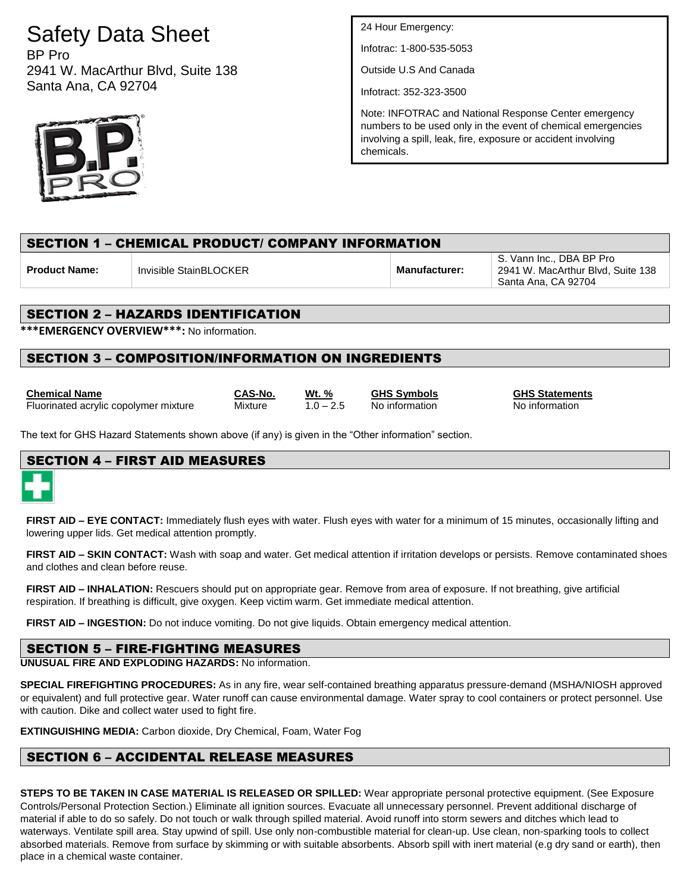# Safety Data Sheet

BP Pro
2941 W. MacArthur Blvd, Suite 138
Santa Ana, CA 92704

24 Hour Emergency:

Infotrac: 1-800-535-5053

Outside U.S And Canada

Infotract: 352-323-3500

Note: INFOTRAC and National Response Center emergency numbers to be used only in the event of chemical emergencies involving a spill, leak, fire, exposure or accident involving chemicals.

## SECTION 1 – CHEMICAL PRODUCT/ COMPANY INFORMATION

| **Product Name:** | Invisible StainBLOCKER | **Manufacturer:** | S. Vann Inc., DBA BP Pro 2941 W. MacArthur Blvd, Suite 138 Santa Ana, CA 92704 |
|---|---|---|---|

## SECTION 2 – HAZARDS IDENTIFICATION

**\*\*\*EMERGENCY OVERVIEW\*\*\*:** No information.

## SECTION 3 – COMPOSITION/INFORMATION ON INGREDIENTS

| Chemical Name | CAS-No. | Wt. % | GHS Symbols | GHS Statements |
|---|---|---|---|---|
| Fluorinated acrylic copolymer mixture | Mixture | 1.0 – 2.5 | No information | No information |

The text for GHS Hazard Statements shown above (if any) is given in the "Other information" section.

## SECTION 4 – FIRST AID MEASURES

**FIRST AID – EYE CONTACT:** Immediately flush eyes with water. Flush eyes with water for a minimum of 15 minutes, occasionally lifting and lowering upper lids. Get medical attention promptly.

**FIRST AID – SKIN CONTACT:** Wash with soap and water. Get medical attention if irritation develops or persists. Remove contaminated shoes and clothes and clean before reuse.

**FIRST AID – INHALATION:** Rescuers should put on appropriate gear. Remove from area of exposure. If not breathing, give artificial respiration. If breathing is difficult, give oxygen. Keep victim warm. Get immediate medical attention.

**FIRST AID – INGESTION:** Do not induce vomiting. Do not give liquids. Obtain emergency medical attention.

## SECTION 5 – FIRE-FIGHTING MEASURES

**UNUSUAL FIRE AND EXPLODING HAZARDS:** No information.

**SPECIAL FIREFIGHTING PROCEDURES:** As in any fire, wear self-contained breathing apparatus pressure-demand (MSHA/NIOSH approved or equivalent) and full protective gear. Water runoff can cause environmental damage. Water spray to cool containers or protect personnel. Use with caution. Dike and collect water used to fight fire.

**EXTINGUISHING MEDIA:** Carbon dioxide, Dry Chemical, Foam, Water Fog

## SECTION 6 – ACCIDENTAL RELEASE MEASURES

**STEPS TO BE TAKEN IN CASE MATERIAL IS RELEASED OR SPILLED:** Wear appropriate personal protective equipment. (See Exposure Controls/Personal Protection Section.) Eliminate all ignition sources. Evacuate all unnecessary personnel. Prevent additional discharge of material if able to do so safely. Do not touch or walk through spilled material. Avoid runoff into storm sewers and ditches which lead to waterways. Ventilate spill area. Stay upwind of spill. Use only non-combustible material for clean-up. Use clean, non-sparking tools to collect absorbed materials. Remove from surface by skimming or with suitable absorbents. Absorb spill with inert material (e.g dry sand or earth), then place in a chemical waste container.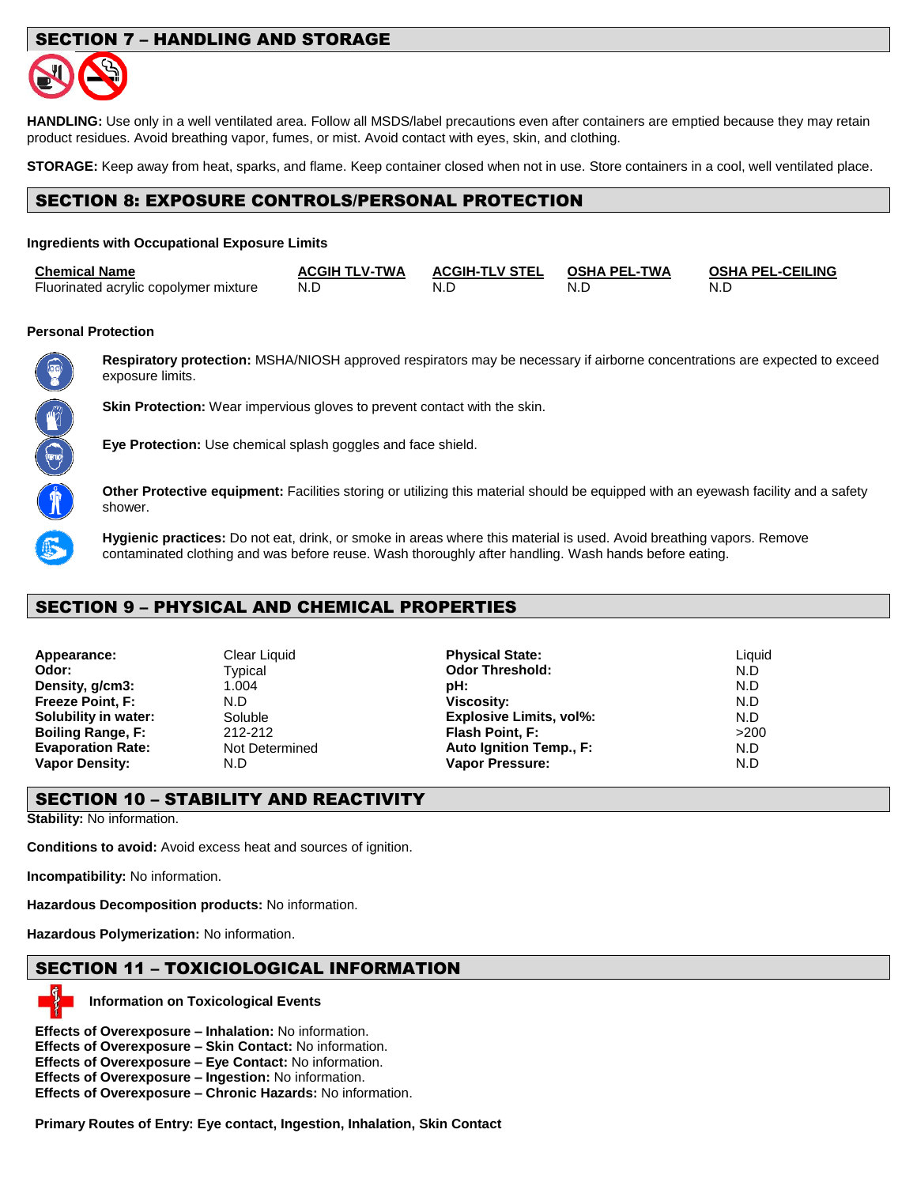## SECTION 7 – HANDLING AND STORAGE

**HANDLING:** Use only in a well ventilated area. Follow all MSDS/label precautions even after containers are emptied because they may retain product residues. Avoid breathing vapor, fumes, or mist. Avoid contact with eyes, skin, and clothing.

**STORAGE:** Keep away from heat, sparks, and flame. Keep container closed when not in use. Store containers in a cool, well ventilated place.

## SECTION 8: EXPOSURE CONTROLS/PERSONAL PROTECTION

**Ingredients with Occupational Exposure Limits**

| Chemical Name | ACGIH TLV-TWA | ACGIH-TLV STEL | OSHA PEL-TWA | OSHA PEL-CEILING |
|---|---|---|---|---|
| Fluorinated acrylic copolymer mixture | N.D | N.D | N.D | N.D |

**Personal Protection**

**Respiratory protection:** MSHA/NIOSH approved respirators may be necessary if airborne concentrations are expected to exceed exposure limits.

**Skin Protection:** Wear impervious gloves to prevent contact with the skin.

**Eye Protection:** Use chemical splash goggles and face shield.

**Other Protective equipment:** Facilities storing or utilizing this material should be equipped with an eyewash facility and a safety shower.

**Hygienic practices:** Do not eat, drink, or smoke in areas where this material is used. Avoid breathing vapors. Remove contaminated clothing and was before reuse. Wash thoroughly after handling. Wash hands before eating.

## SECTION 9 – PHYSICAL AND CHEMICAL PROPERTIES

| | | | |
|---|---|---|---|
| **Appearance:** | Clear Liquid | **Physical State:** | Liquid |
| **Odor:** | Typical | **Odor Threshold:** | N.D |
| **Density, g/cm3:** | 1.004 | **pH:** | N.D |
| **Freeze Point, F:** | N.D | **Viscosity:** | N.D |
| **Solubility in water:** | Soluble | **Explosive Limits, vol%:** | N.D |
| **Boiling Range, F:** | 212-212 | **Flash Point, F:** | >200 |
| **Evaporation Rate:** | Not Determined | **Auto Ignition Temp., F:** | N.D |
| **Vapor Density:** | N.D | **Vapor Pressure:** | N.D |

## SECTION 10 – STABILITY AND REACTIVITY

**Stability:** No information.

**Conditions to avoid:** Avoid excess heat and sources of ignition.

**Incompatibility:** No information.

**Hazardous Decomposition products:** No information.

**Hazardous Polymerization:** No information.

## SECTION 11 – TOXICIOLOGICAL INFORMATION

**Information on Toxicological Events**

**Effects of Overexposure – Inhalation:** No information.
**Effects of Overexposure – Skin Contact:** No information.
**Effects of Overexposure – Eye Contact:** No information.
**Effects of Overexposure – Ingestion:** No information.
**Effects of Overexposure – Chronic Hazards:** No information.

**Primary Routes of Entry: Eye contact, Ingestion, Inhalation, Skin Contact**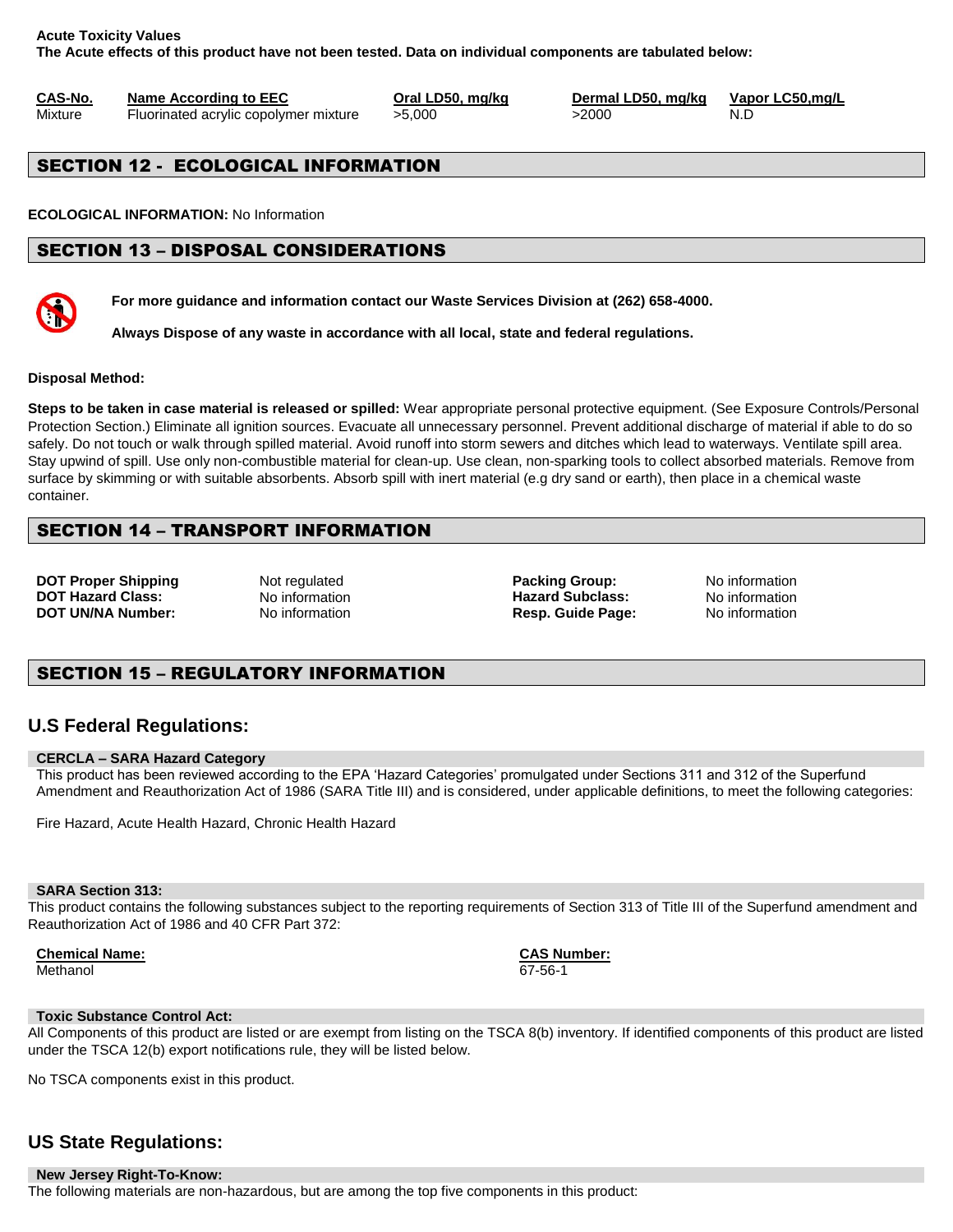**Acute Toxicity Values**
**The Acute effects of this product have not been tested. Data on individual components are tabulated below:**

| CAS-No. | Name According to EEC | Oral LD50, mg/kg | Dermal LD50, mg/kg | Vapor LC50,mg/L |
|---|---|---|---|---|
| Mixture | Fluorinated acrylic copolymer mixture | >5,000 | >2000 | N.D |

## SECTION 12 - ECOLOGICAL INFORMATION

**ECOLOGICAL INFORMATION:** No Information

## SECTION 13 – DISPOSAL CONSIDERATIONS

**For more guidance and information contact our Waste Services Division at (262) 658-4000.**

**Always Dispose of any waste in accordance with all local, state and federal regulations.**

**Disposal Method:**

**Steps to be taken in case material is released or spilled:** Wear appropriate personal protective equipment. (See Exposure Controls/Personal Protection Section.) Eliminate all ignition sources. Evacuate all unnecessary personnel. Prevent additional discharge of material if able to do so safely. Do not touch or walk through spilled material. Avoid runoff into storm sewers and ditches which lead to waterways. Ventilate spill area. Stay upwind of spill. Use only non-combustible material for clean-up. Use clean, non-sparking tools to collect absorbed materials. Remove from surface by skimming or with suitable absorbents. Absorb spill with inert material (e.g dry sand or earth), then place in a chemical waste container.

## SECTION 14 – TRANSPORT INFORMATION

| | | | |
|---|---|---|---|
| **DOT Proper Shipping** | Not regulated | **Packing Group:** | No information |
| **DOT Hazard Class:** | No information | **Hazard Subclass:** | No information |
| **DOT UN/NA Number:** | No information | **Resp. Guide Page:** | No information |

## SECTION 15 – REGULATORY INFORMATION

## U.S Federal Regulations:

**CERCLA – SARA Hazard Category**

This product has been reviewed according to the EPA 'Hazard Categories' promulgated under Sections 311 and 312 of the Superfund Amendment and Reauthorization Act of 1986 (SARA Title III) and is considered, under applicable definitions, to meet the following categories:

Fire Hazard, Acute Health Hazard, Chronic Health Hazard

**SARA Section 313:**

This product contains the following substances subject to the reporting requirements of Section 313 of Title III of the Superfund amendment and Reauthorization Act of 1986 and 40 CFR Part 372:

| Chemical Name: | CAS Number: |
|---|---|
| Methanol | 67-56-1 |

**Toxic Substance Control Act:**

All Components of this product are listed or are exempt from listing on the TSCA 8(b) inventory. If identified components of this product are listed under the TSCA 12(b) export notifications rule, they will be listed below.

No TSCA components exist in this product.

## US State Regulations:

**New Jersey Right-To-Know:**

The following materials are non-hazardous, but are among the top five components in this product: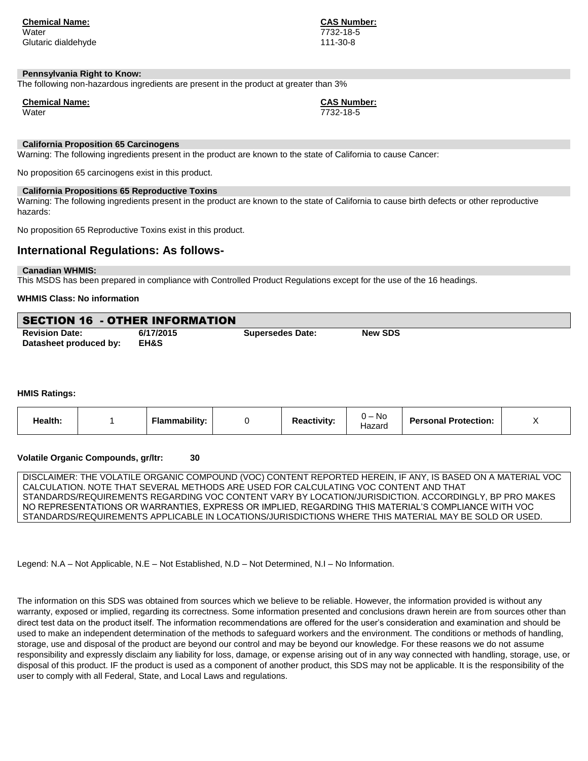| Chemical Name: | CAS Number: |
|---|---|
| Water | 7732-18-5 |
| Glutaric dialdehyde | 111-30-8 |

**Pennsylvania Right to Know:**

The following non-hazardous ingredients are present in the product at greater than 3%

| Chemical Name: | CAS Number: |
|---|---|
| Water | 7732-18-5 |

**California Proposition 65 Carcinogens**

Warning: The following ingredients present in the product are known to the state of California to cause Cancer:

No proposition 65 carcinogens exist in this product.

**California Propositions 65 Reproductive Toxins**

Warning: The following ingredients present in the product are known to the state of California to cause birth defects or other reproductive hazards:

No proposition 65 Reproductive Toxins exist in this product.

## International Regulations: As follows-

**Canadian WHMIS:**

This MSDS has been prepared in compliance with Controlled Product Regulations except for the use of the 16 headings.

**WHMIS Class: No information**

## SECTION 16 - OTHER INFORMATION

| | | | |
|---|---|---|---|
| **Revision Date:** | **6/17/2015** | **Supersedes Date:** | **New SDS** |
| **Datasheet produced by:** | **EH&S** | | |

**HMIS Ratings:**

| | | | | | | | |
|---|---|---|---|---|---|---|---|
| **Health:** | 1 | **Flammability:** | 0 | **Reactivity:** | 0 – No Hazard | **Personal Protection:** | X |

**Volatile Organic Compounds, gr/ltr:** **30**

DISCLAIMER: THE VOLATILE ORGANIC COMPOUND (VOC) CONTENT REPORTED HEREIN, IF ANY, IS BASED ON A MATERIAL VOC CALCULATION. NOTE THAT SEVERAL METHODS ARE USED FOR CALCULATING VOC CONTENT AND THAT STANDARDS/REQUIREMENTS REGARDING VOC CONTENT VARY BY LOCATION/JURISDICTION. ACCORDINGLY, BP PRO MAKES NO REPRESENTATIONS OR WARRANTIES, EXPRESS OR IMPLIED, REGARDING THIS MATERIAL'S COMPLIANCE WITH VOC STANDARDS/REQUIREMENTS APPLICABLE IN LOCATIONS/JURISDICTIONS WHERE THIS MATERIAL MAY BE SOLD OR USED.

Legend: N.A – Not Applicable, N.E – Not Established, N.D – Not Determined, N.I – No Information.

The information on this SDS was obtained from sources which we believe to be reliable. However, the information provided is without any warranty, exposed or implied, regarding its correctness. Some information presented and conclusions drawn herein are from sources other than direct test data on the product itself. The information recommendations are offered for the user's consideration and examination and should be used to make an independent determination of the methods to safeguard workers and the environment. The conditions or methods of handling, storage, use and disposal of the product are beyond our control and may be beyond our knowledge. For these reasons we do not assume responsibility and expressly disclaim any liability for loss, damage, or expense arising out of in any way connected with handling, storage, use, or disposal of this product. IF the product is used as a component of another product, this SDS may not be applicable. It is the responsibility of the user to comply with all Federal, State, and Local Laws and regulations.